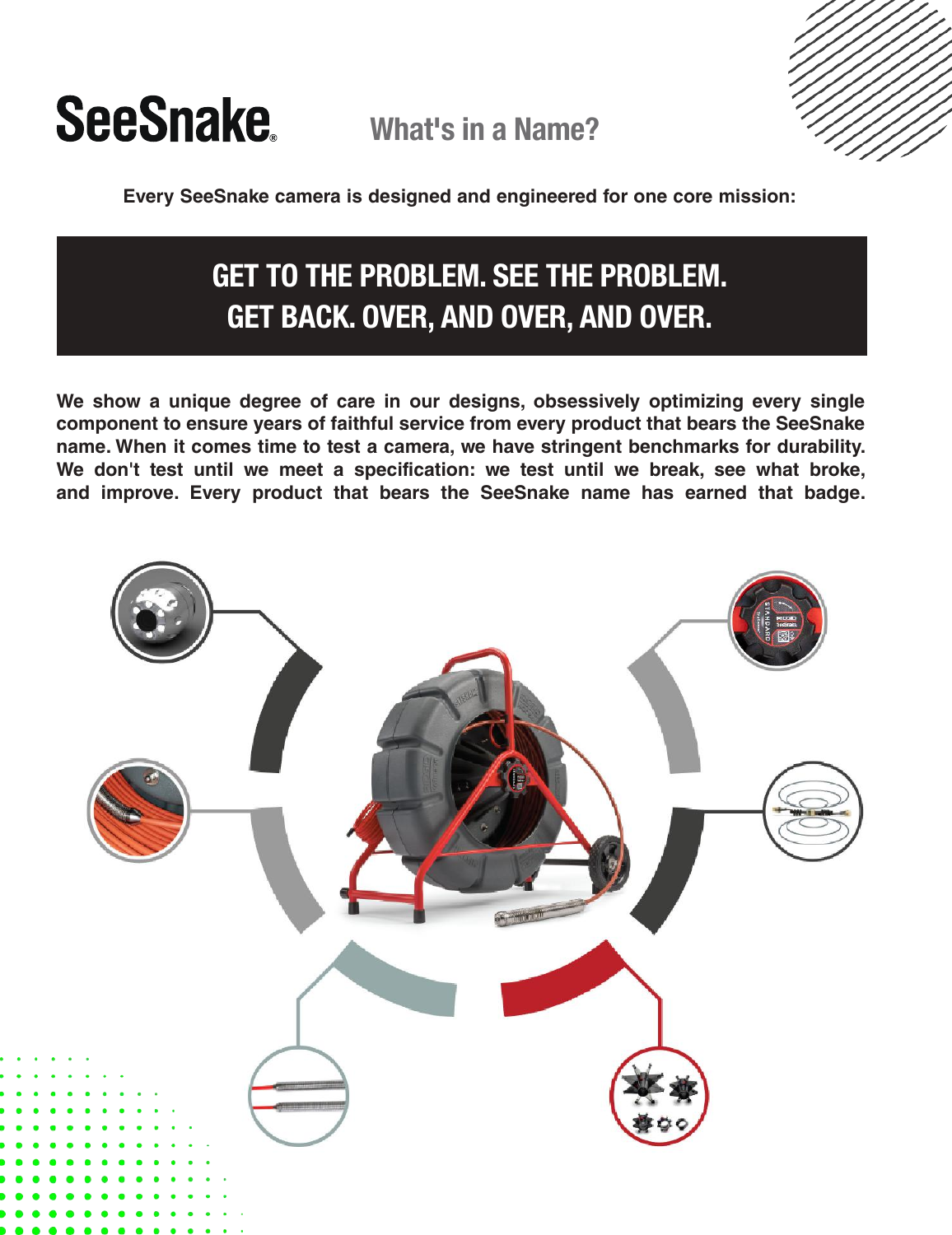# SeeSnake®

## What's in a Name?

**Every SeeSnake camera is designed and engineered for one core mission:**

## GET TO THE PROBLEM. SEE THE PROBLEM. GET BACK. OVER, AND OVER, AND OVER.

**We show a unique degree of care in our designs, obsessively optimizing every single component to ensure years of faithful service from every product that bears the SeeSnake name. When it comes time to test a camera, we have stringent benchmarks for durability. We don't test until we meet a specification: we test until we break, see what broke, and improve. Every product that bears the SeeSnake name has earned that badge.**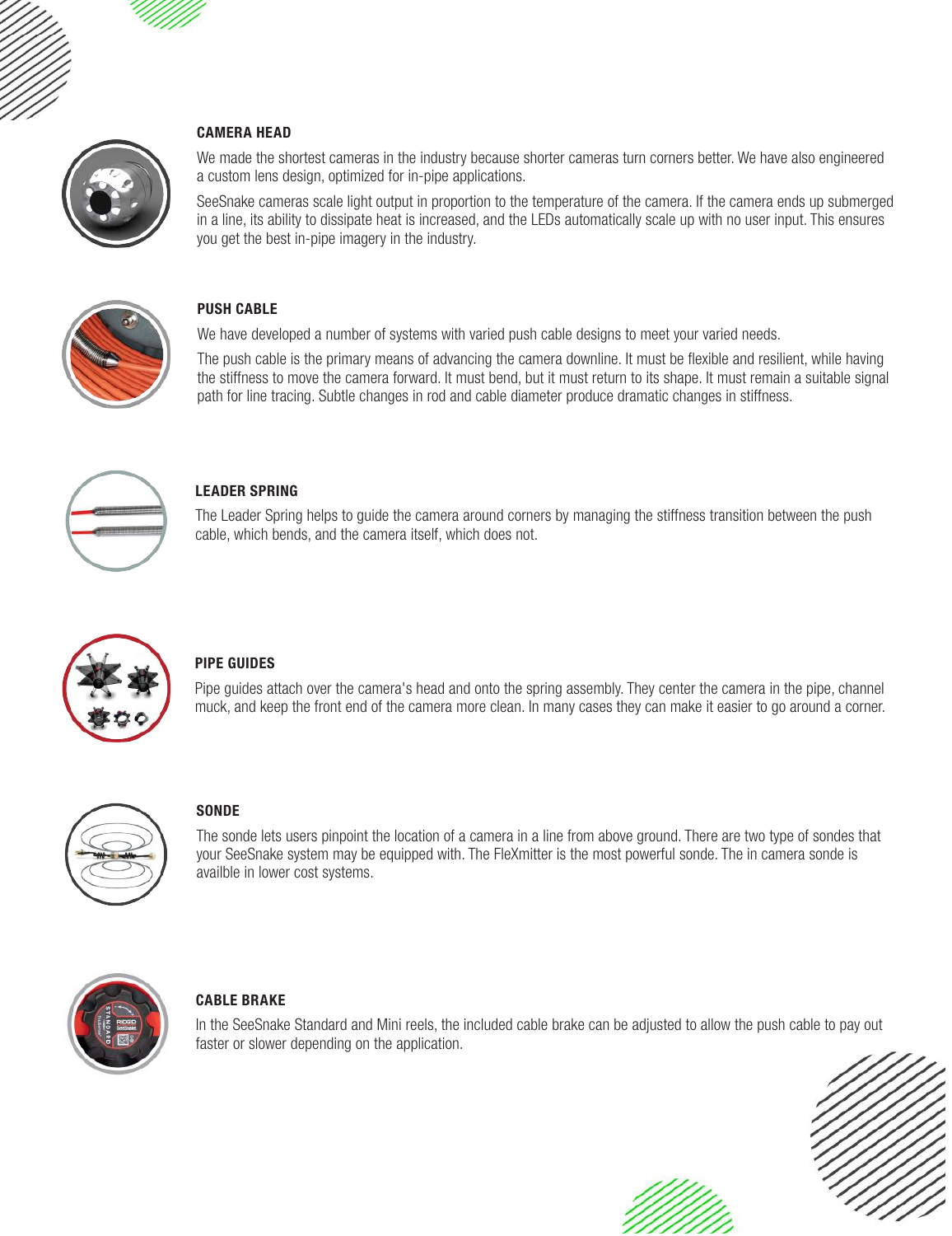### CAMERA HEAD

We made the shortest cameras in the industry because shorter cameras turn corners better. We have also engineered a custom lens design, optimized for in-pipe applications.

SeeSnake cameras scale light output in proportion to the temperature of the camera. If the camera ends up submerged in a line, its ability to dissipate heat is increased, and the LEDs automatically scale up with no user input. This ensures you get the best in-pipe imagery in the industry.

### PUSH CABLE

We have developed a number of systems with varied push cable designs to meet your varied needs.

The push cable is the primary means of advancing the camera downline. It must be flexible and resilient, while having the stiffness to move the camera forward. It must bend, but it must return to its shape. It must remain a suitable signal path for line tracing. Subtle changes in rod and cable diameter produce dramatic changes in stiffness.

### LEADER SPRING

The Leader Spring helps to guide the camera around corners by managing the stiffness transition between the push cable, which bends, and the camera itself, which does not.

### PIPE GUIDES

Pipe guides attach over the camera's head and onto the spring assembly. They center the camera in the pipe, channel muck, and keep the front end of the camera more clean. In many cases they can make it easier to go around a corner.

### SONDE

The sonde lets users pinpoint the location of a camera in a line from above ground. There are two type of sondes that your SeeSnake system may be equipped with. The FleXmitter is the most powerful sonde. The in camera sonde is availble in lower cost systems.

### CABLE BRAKE

In the SeeSnake Standard and Mini reels, the included cable brake can be adjusted to allow the push cable to pay out faster or slower depending on the application.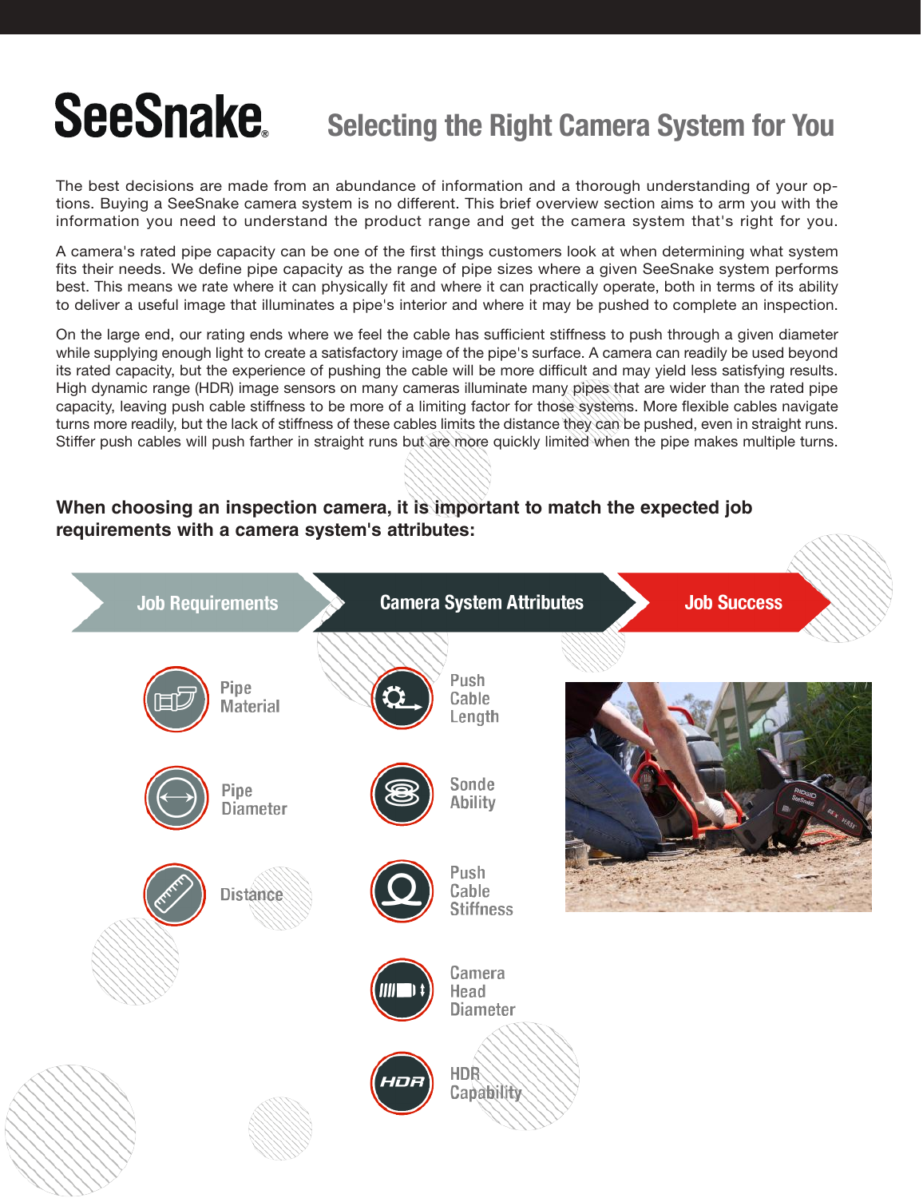# SeeSnake®

## Selecting the Right Camera System for You

The best decisions are made from an abundance of information and a thorough understanding of your options. Buying a SeeSnake camera system is no different. This brief overview section aims to arm you with the information you need to understand the product range and get the camera system that's right for you.

A camera's rated pipe capacity can be one of the first things customers look at when determining what system fits their needs. We define pipe capacity as the range of pipe sizes where a given SeeSnake system performs best. This means we rate where it can physically fit and where it can practically operate, both in terms of its ability to deliver a useful image that illuminates a pipe's interior and where it may be pushed to complete an inspection.

On the large end, our rating ends where we feel the cable has sufficient stiffness to push through a given diameter while supplying enough light to create a satisfactory image of the pipe's surface. A camera can readily be used beyond its rated capacity, but the experience of pushing the cable will be more difficult and may yield less satisfying results. High dynamic range (HDR) image sensors on many cameras illuminate many pipes that are wider than the rated pipe capacity, leaving push cable stiffness to be more of a limiting factor for those systems. More flexible cables navigate turns more readily, but the lack of stiffness of these cables limits the distance they can be pushed, even in straight runs. Stiffer push cables will push farther in straight runs but are more quickly limited when the pipe makes multiple turns.

**When choosing an inspection camera, it is important to match the expected job requirements with a camera system's attributes:**

**Job Requirements**

- Pipe Material
- Pipe Diameter
- Distance

**Camera System Attributes**

- Push Cable Length
- Sonde Ability
- Push Cable Stiffness
- Camera Head Diameter
- HDR Capability

**Job Success**